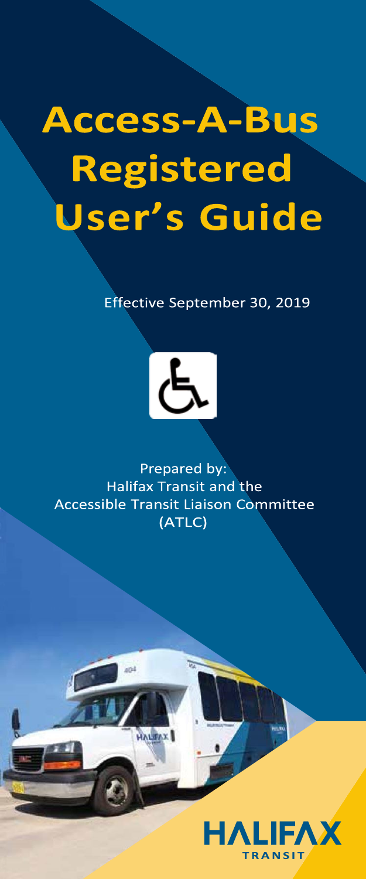# Access-A-Bus Registered User's Guide

Effective September 30, 2019

Prepared by:
Halifax Transit and the
Accessible Transit Liaison Committee
(ATLC)

HALIFAX TRANSIT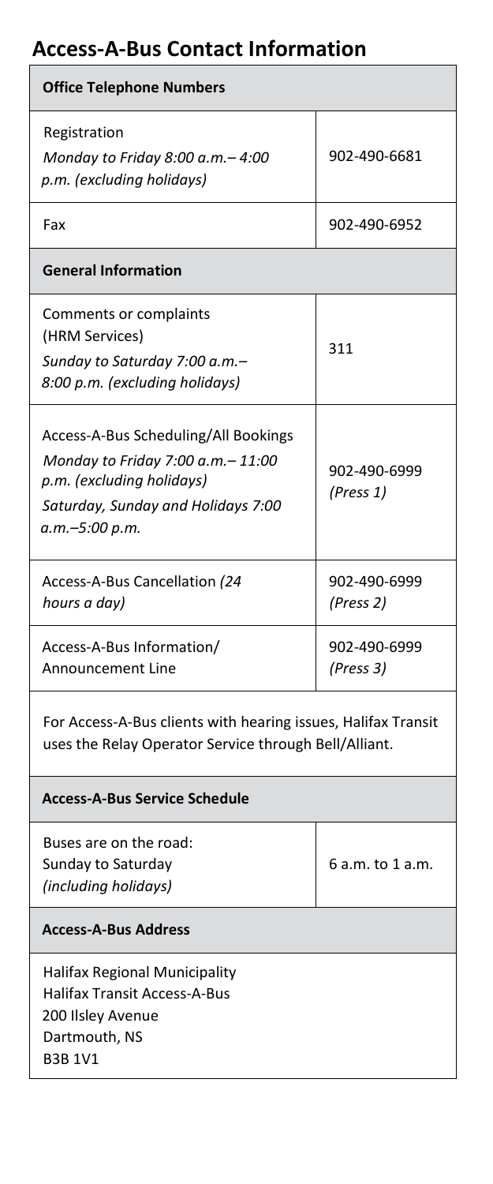## Access-A-Bus Contact Information

| Office Telephone Numbers | |
|---|---|
| Registration<br>*Monday to Friday 8:00 a.m.– 4:00 p.m. (excluding holidays)* | 902-490-6681 |
| Fax | 902-490-6952 |
| **General Information** | |
| Comments or complaints (HRM Services)<br>*Sunday to Saturday 7:00 a.m.– 8:00 p.m. (excluding holidays)* | 311 |
| Access-A-Bus Scheduling/All Bookings<br>*Monday to Friday 7:00 a.m.– 11:00 p.m. (excluding holidays)*<br>*Saturday, Sunday and Holidays 7:00 a.m.–5:00 p.m.* | 902-490-6999 *(Press 1)* |
| Access-A-Bus Cancellation *(24 hours a day)* | 902-490-6999 *(Press 2)* |
| Access-A-Bus Information/ Announcement Line | 902-490-6999 *(Press 3)* |
| For Access-A-Bus clients with hearing issues, Halifax Transit uses the Relay Operator Service through Bell/Alliant. | |
| **Access-A-Bus Service Schedule** | |
| Buses are on the road:<br>Sunday to Saturday<br>*(including holidays)* | 6 a.m. to 1 a.m. |
| **Access-A-Bus Address** | |
| Halifax Regional Municipality<br>Halifax Transit Access-A-Bus<br>200 Ilsley Avenue<br>Dartmouth, NS<br>B3B 1V1 | |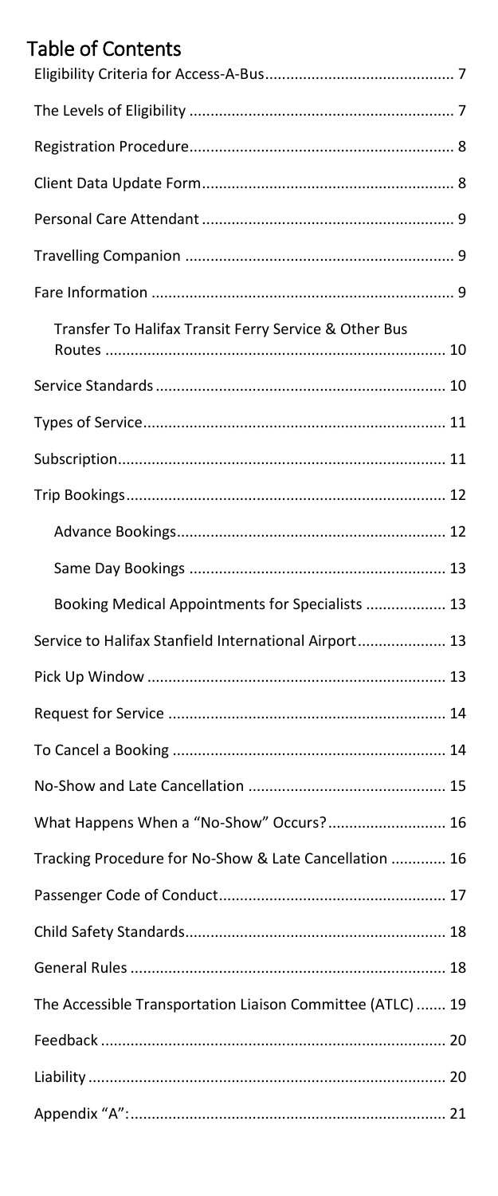# Table of Contents

- Eligibility Criteria for Access-A-Bus ... 7
- The Levels of Eligibility ... 7
- Registration Procedure ... 8
- Client Data Update Form ... 8
- Personal Care Attendant ... 9
- Travelling Companion ... 9
- Fare Information ... 9
  - Transfer To Halifax Transit Ferry Service & Other Bus Routes ... 10
- Service Standards ... 10
- Types of Service ... 11
- Subscription ... 11
- Trip Bookings ... 12
  - Advance Bookings ... 12
  - Same Day Bookings ... 13
  - Booking Medical Appointments for Specialists ... 13
- Service to Halifax Stanfield International Airport ... 13
- Pick Up Window ... 13
- Request for Service ... 14
- To Cancel a Booking ... 14
- No-Show and Late Cancellation ... 15
- What Happens When a "No-Show" Occurs? ... 16
- Tracking Procedure for No-Show & Late Cancellation ... 16
- Passenger Code of Conduct ... 17
- Child Safety Standards ... 18
- General Rules ... 18
- The Accessible Transportation Liaison Committee (ATLC) ... 19
- Feedback ... 20
- Liability ... 20
- Appendix "A": ... 21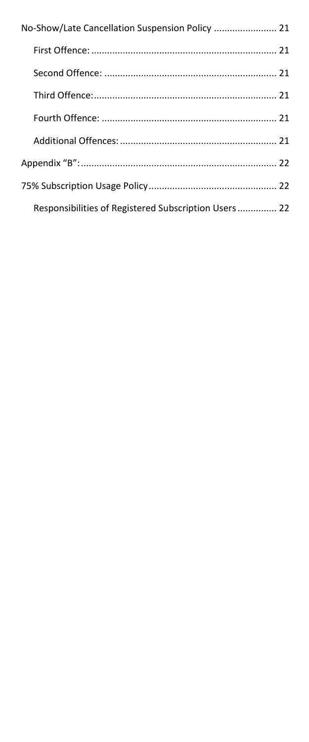No-Show/Late Cancellation Suspension Policy ........................ 21

- First Offence: ........................................................................ 21
- Second Offence: .................................................................. 21
- Third Offence: ...................................................................... 21
- Fourth Offence: .................................................................... 21
- Additional Offences: ............................................................ 21

Appendix "B": ........................................................................... 22

75% Subscription Usage Policy ................................................. 22

- Responsibilities of Registered Subscription Users ............... 22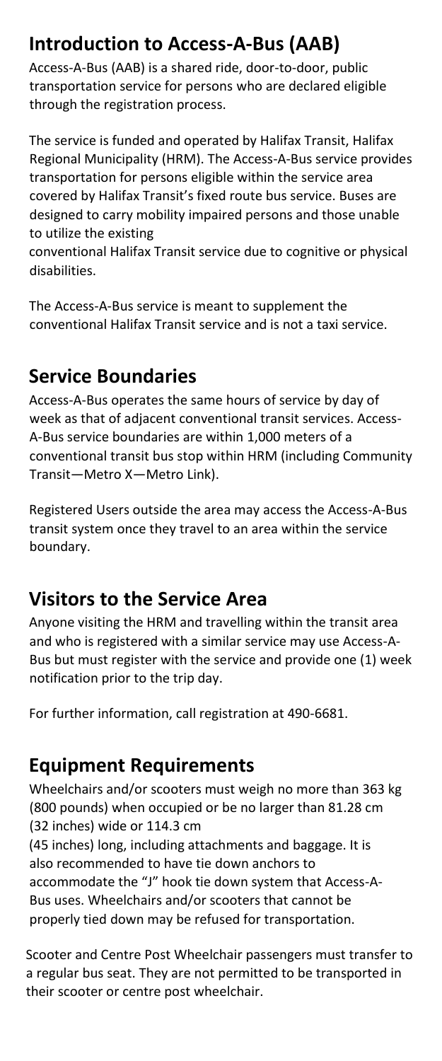## Introduction to Access-A-Bus (AAB)

Access-A-Bus (AAB) is a shared ride, door-to-door, public transportation service for persons who are declared eligible through the registration process.

The service is funded and operated by Halifax Transit, Halifax Regional Municipality (HRM). The Access-A-Bus service provides transportation for persons eligible within the service area covered by Halifax Transit's fixed route bus service. Buses are designed to carry mobility impaired persons and those unable to utilize the existing conventional Halifax Transit service due to cognitive or physical disabilities.

The Access-A-Bus service is meant to supplement the conventional Halifax Transit service and is not a taxi service.

## Service Boundaries

Access-A-Bus operates the same hours of service by day of week as that of adjacent conventional transit services. Access-A-Bus service boundaries are within 1,000 meters of a conventional transit bus stop within HRM (including Community Transit—Metro X—Metro Link).

Registered Users outside the area may access the Access-A-Bus transit system once they travel to an area within the service boundary.

## Visitors to the Service Area

Anyone visiting the HRM and travelling within the transit area and who is registered with a similar service may use Access-A-Bus but must register with the service and provide one (1) week notification prior to the trip day.

For further information, call registration at 490-6681.

## Equipment Requirements

Wheelchairs and/or scooters must weigh no more than 363 kg (800 pounds) when occupied or be no larger than 81.28 cm (32 inches) wide or 114.3 cm (45 inches) long, including attachments and baggage. It is also recommended to have tie down anchors to accommodate the "J" hook tie down system that Access-A-Bus uses. Wheelchairs and/or scooters that cannot be properly tied down may be refused for transportation.

Scooter and Centre Post Wheelchair passengers must transfer to a regular bus seat. They are not permitted to be transported in their scooter or centre post wheelchair.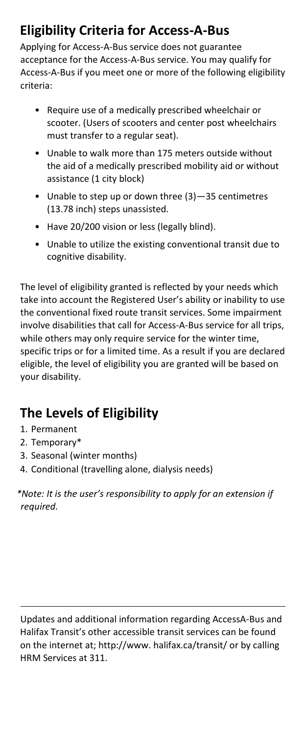## Eligibility Criteria for Access-A-Bus

Applying for Access-A-Bus service does not guarantee acceptance for the Access-A-Bus service. You may qualify for Access-A-Bus if you meet one or more of the following eligibility criteria:

- Require use of a medically prescribed wheelchair or scooter. (Users of scooters and center post wheelchairs must transfer to a regular seat).
- Unable to walk more than 175 meters outside without the aid of a medically prescribed mobility aid or without assistance (1 city block)
- Unable to step up or down three (3)—35 centimetres (13.78 inch) steps unassisted.
- Have 20/200 vision or less (legally blind).
- Unable to utilize the existing conventional transit due to cognitive disability.

The level of eligibility granted is reflected by your needs which take into account the Registered User's ability or inability to use the conventional fixed route transit services. Some impairment involve disabilities that call for Access-A-Bus service for all trips, while others may only require service for the winter time, specific trips or for a limited time. As a result if you are declared eligible, the level of eligibility you are granted will be based on your disability.

## The Levels of Eligibility

1. Permanent
2. Temporary*
3. Seasonal (winter months)
4. Conditional (travelling alone, dialysis needs)

*\*Note: It is the user's responsibility to apply for an extension if required.*

---

Updates and additional information regarding AccessA-Bus and Halifax Transit's other accessible transit services can be found on the internet at; http://www. halifax.ca/transit/ or by calling HRM Services at 311.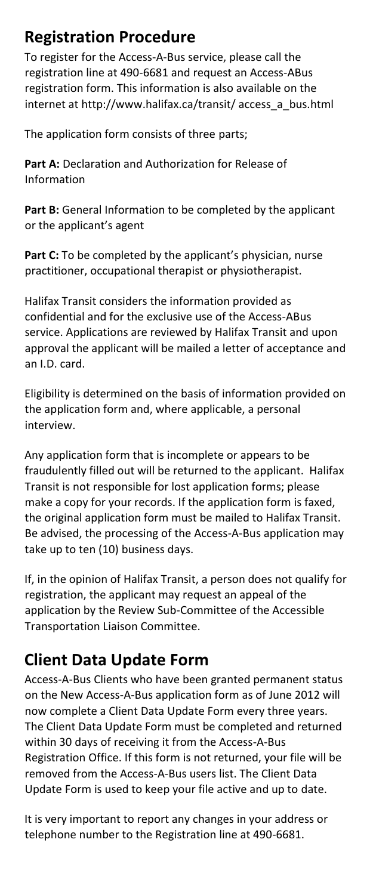## Registration Procedure

To register for the Access-A-Bus service, please call the registration line at 490-6681 and request an Access-ABus registration form. This information is also available on the internet at http://www.halifax.ca/transit/ access_a_bus.html

The application form consists of three parts;

**Part A:** Declaration and Authorization for Release of Information

**Part B:** General Information to be completed by the applicant or the applicant's agent

**Part C:** To be completed by the applicant's physician, nurse practitioner, occupational therapist or physiotherapist.

Halifax Transit considers the information provided as confidential and for the exclusive use of the Access-ABus service. Applications are reviewed by Halifax Transit and upon approval the applicant will be mailed a letter of acceptance and an I.D. card.

Eligibility is determined on the basis of information provided on the application form and, where applicable, a personal interview.

Any application form that is incomplete or appears to be fraudulently filled out will be returned to the applicant. Halifax Transit is not responsible for lost application forms; please make a copy for your records. If the application form is faxed, the original application form must be mailed to Halifax Transit. Be advised, the processing of the Access-A-Bus application may take up to ten (10) business days.

If, in the opinion of Halifax Transit, a person does not qualify for registration, the applicant may request an appeal of the application by the Review Sub-Committee of the Accessible Transportation Liaison Committee.

## Client Data Update Form

Access-A-Bus Clients who have been granted permanent status on the New Access-A-Bus application form as of June 2012 will now complete a Client Data Update Form every three years. The Client Data Update Form must be completed and returned within 30 days of receiving it from the Access-A-Bus Registration Office. If this form is not returned, your file will be removed from the Access-A-Bus users list. The Client Data Update Form is used to keep your file active and up to date.

It is very important to report any changes in your address or telephone number to the Registration line at 490-6681.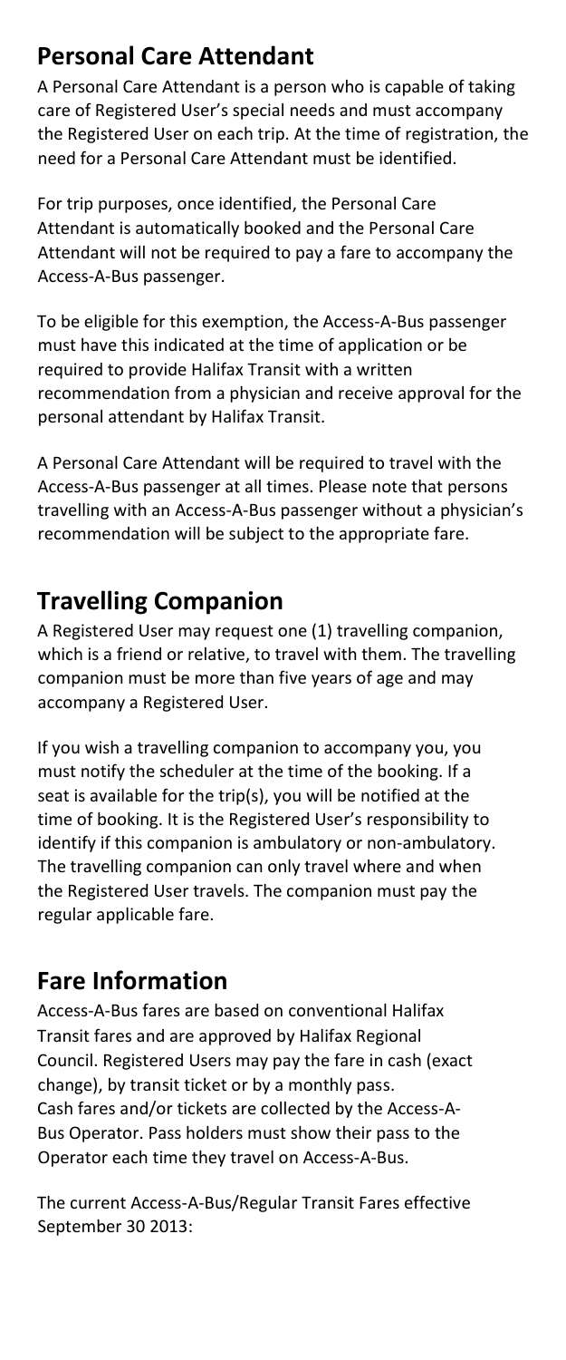## Personal Care Attendant

A Personal Care Attendant is a person who is capable of taking care of Registered User's special needs and must accompany the Registered User on each trip. At the time of registration, the need for a Personal Care Attendant must be identified.

For trip purposes, once identified, the Personal Care Attendant is automatically booked and the Personal Care Attendant will not be required to pay a fare to accompany the Access-A-Bus passenger.

To be eligible for this exemption, the Access-A-Bus passenger must have this indicated at the time of application or be required to provide Halifax Transit with a written recommendation from a physician and receive approval for the personal attendant by Halifax Transit.

A Personal Care Attendant will be required to travel with the Access-A-Bus passenger at all times. Please note that persons travelling with an Access-A-Bus passenger without a physician's recommendation will be subject to the appropriate fare.

## Travelling Companion

A Registered User may request one (1) travelling companion, which is a friend or relative, to travel with them. The travelling companion must be more than five years of age and may accompany a Registered User.

If you wish a travelling companion to accompany you, you must notify the scheduler at the time of the booking. If a seat is available for the trip(s), you will be notified at the time of booking. It is the Registered User's responsibility to identify if this companion is ambulatory or non-ambulatory. The travelling companion can only travel where and when the Registered User travels. The companion must pay the regular applicable fare.

## Fare Information

Access-A-Bus fares are based on conventional Halifax Transit fares and are approved by Halifax Regional Council. Registered Users may pay the fare in cash (exact change), by transit ticket or by a monthly pass. Cash fares and/or tickets are collected by the Access-A-Bus Operator. Pass holders must show their pass to the Operator each time they travel on Access-A-Bus.

The current Access-A-Bus/Regular Transit Fares effective September 30 2013: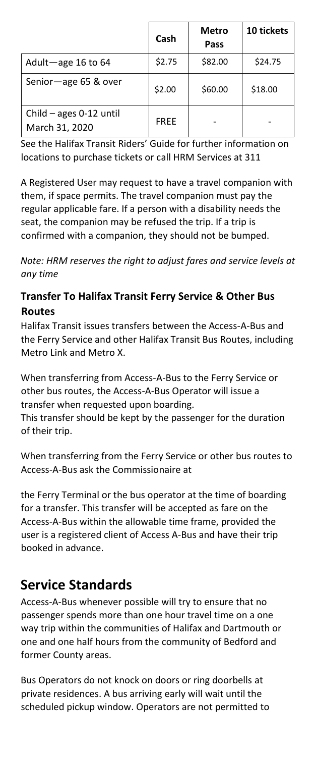| | Cash | Metro Pass | 10 tickets |
|---|---|---|---|
| Adult—age 16 to 64 | $2.75 | $82.00 | $24.75 |
| Senior—age 65 & over | $2.00 | $60.00 | $18.00 |
| Child – ages 0-12 until March 31, 2020 | FREE | - | - |

See the Halifax Transit Riders' Guide for further information on locations to purchase tickets or call HRM Services at 311

A Registered User may request to have a travel companion with them, if space permits. The travel companion must pay the regular applicable fare. If a person with a disability needs the seat, the companion may be refused the trip. If a trip is confirmed with a companion, they should not be bumped.

*Note: HRM reserves the right to adjust fares and service levels at any time*

### Transfer To Halifax Transit Ferry Service & Other Bus Routes

Halifax Transit issues transfers between the Access-A-Bus and the Ferry Service and other Halifax Transit Bus Routes, including Metro Link and Metro X.

When transferring from Access-A-Bus to the Ferry Service or other bus routes, the Access-A-Bus Operator will issue a transfer when requested upon boarding.
This transfer should be kept by the passenger for the duration of their trip.

When transferring from the Ferry Service or other bus routes to Access-A-Bus ask the Commissionaire at the Ferry Terminal or the bus operator at the time of boarding for a transfer. This transfer will be accepted as fare on the Access-A-Bus within the allowable time frame, provided the user is a registered client of Access A-Bus and have their trip booked in advance.

## Service Standards

Access-A-Bus whenever possible will try to ensure that no passenger spends more than one hour travel time on a one way trip within the communities of Halifax and Dartmouth or one and one half hours from the community of Bedford and former County areas.

Bus Operators do not knock on doors or ring doorbells at private residences. A bus arriving early will wait until the scheduled pickup window. Operators are not permitted to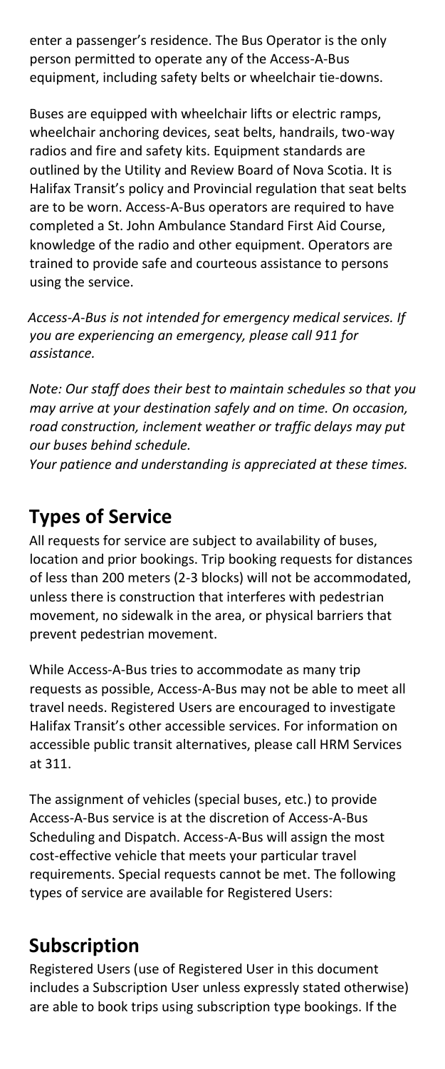enter a passenger's residence. The Bus Operator is the only person permitted to operate any of the Access-A-Bus equipment, including safety belts or wheelchair tie-downs.

Buses are equipped with wheelchair lifts or electric ramps, wheelchair anchoring devices, seat belts, handrails, two-way radios and fire and safety kits. Equipment standards are outlined by the Utility and Review Board of Nova Scotia. It is Halifax Transit's policy and Provincial regulation that seat belts are to be worn. Access-A-Bus operators are required to have completed a St. John Ambulance Standard First Aid Course, knowledge of the radio and other equipment. Operators are trained to provide safe and courteous assistance to persons using the service.

*Access-A-Bus is not intended for emergency medical services. If you are experiencing an emergency, please call 911 for assistance.*

*Note: Our staff does their best to maintain schedules so that you may arrive at your destination safely and on time. On occasion, road construction, inclement weather or traffic delays may put our buses behind schedule.*
*Your patience and understanding is appreciated at these times.*

## Types of Service

All requests for service are subject to availability of buses, location and prior bookings. Trip booking requests for distances of less than 200 meters (2-3 blocks) will not be accommodated, unless there is construction that interferes with pedestrian movement, no sidewalk in the area, or physical barriers that prevent pedestrian movement.

While Access-A-Bus tries to accommodate as many trip requests as possible, Access-A-Bus may not be able to meet all travel needs. Registered Users are encouraged to investigate Halifax Transit's other accessible services. For information on accessible public transit alternatives, please call HRM Services at 311.

The assignment of vehicles (special buses, etc.) to provide Access-A-Bus service is at the discretion of Access-A-Bus Scheduling and Dispatch. Access-A-Bus will assign the most cost-effective vehicle that meets your particular travel requirements. Special requests cannot be met. The following types of service are available for Registered Users:

## Subscription

Registered Users (use of Registered User in this document includes a Subscription User unless expressly stated otherwise) are able to book trips using subscription type bookings. If the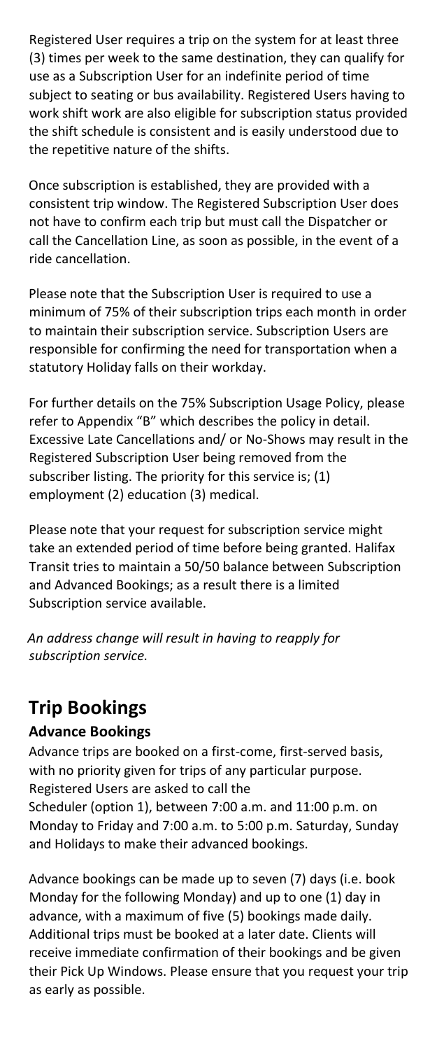Registered User requires a trip on the system for at least three (3) times per week to the same destination, they can qualify for use as a Subscription User for an indefinite period of time subject to seating or bus availability. Registered Users having to work shift work are also eligible for subscription status provided the shift schedule is consistent and is easily understood due to the repetitive nature of the shifts.

Once subscription is established, they are provided with a consistent trip window. The Registered Subscription User does not have to confirm each trip but must call the Dispatcher or call the Cancellation Line, as soon as possible, in the event of a ride cancellation.

Please note that the Subscription User is required to use a minimum of 75% of their subscription trips each month in order to maintain their subscription service. Subscription Users are responsible for confirming the need for transportation when a statutory Holiday falls on their workday.

For further details on the 75% Subscription Usage Policy, please refer to Appendix "B" which describes the policy in detail. Excessive Late Cancellations and/ or No-Shows may result in the Registered Subscription User being removed from the subscriber listing. The priority for this service is; (1) employment (2) education (3) medical.

Please note that your request for subscription service might take an extended period of time before being granted. Halifax Transit tries to maintain a 50/50 balance between Subscription and Advanced Bookings; as a result there is a limited Subscription service available.

*An address change will result in having to reapply for subscription service.*

## Trip Bookings

### Advance Bookings

Advance trips are booked on a first-come, first-served basis, with no priority given for trips of any particular purpose. Registered Users are asked to call the Scheduler (option 1), between 7:00 a.m. and 11:00 p.m. on Monday to Friday and 7:00 a.m. to 5:00 p.m. Saturday, Sunday and Holidays to make their advanced bookings.

Advance bookings can be made up to seven (7) days (i.e. book Monday for the following Monday) and up to one (1) day in advance, with a maximum of five (5) bookings made daily. Additional trips must be booked at a later date. Clients will receive immediate confirmation of their bookings and be given their Pick Up Windows. Please ensure that you request your trip as early as possible.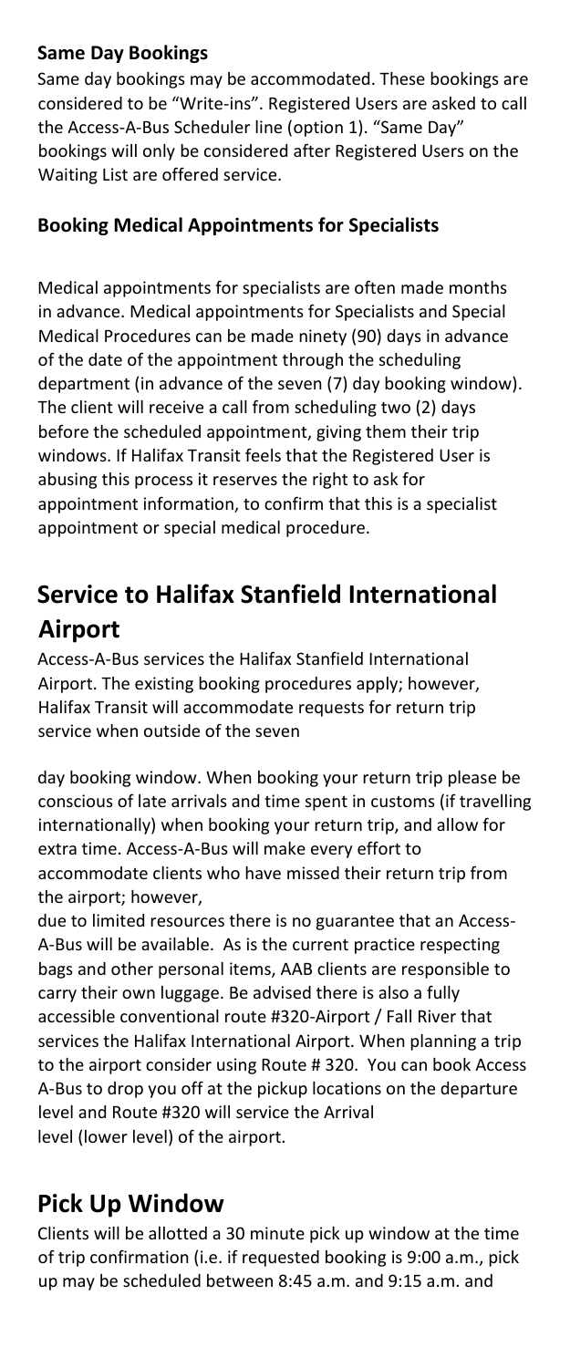**Same Day Bookings**

Same day bookings may be accommodated. These bookings are considered to be "Write-ins". Registered Users are asked to call the Access-A-Bus Scheduler line (option 1). "Same Day" bookings will only be considered after Registered Users on the Waiting List are offered service.

**Booking Medical Appointments for Specialists**

Medical appointments for specialists are often made months in advance. Medical appointments for Specialists and Special Medical Procedures can be made ninety (90) days in advance of the date of the appointment through the scheduling department (in advance of the seven (7) day booking window). The client will receive a call from scheduling two (2) days before the scheduled appointment, giving them their trip windows. If Halifax Transit feels that the Registered User is abusing this process it reserves the right to ask for appointment information, to confirm that this is a specialist appointment or special medical procedure.

## Service to Halifax Stanfield International Airport

Access-A-Bus services the Halifax Stanfield International Airport. The existing booking procedures apply; however, Halifax Transit will accommodate requests for return trip service when outside of the seven day booking window. When booking your return trip please be conscious of late arrivals and time spent in customs (if travelling internationally) when booking your return trip, and allow for extra time. Access-A-Bus will make every effort to accommodate clients who have missed their return trip from the airport; however, due to limited resources there is no guarantee that an Access-A-Bus will be available. As is the current practice respecting bags and other personal items, AAB clients are responsible to carry their own luggage. Be advised there is also a fully accessible conventional route #320-Airport / Fall River that services the Halifax International Airport. When planning a trip to the airport consider using Route # 320. You can book Access A-Bus to drop you off at the pickup locations on the departure level and Route #320 will service the Arrival level (lower level) of the airport.

## Pick Up Window

Clients will be allotted a 30 minute pick up window at the time of trip confirmation (i.e. if requested booking is 9:00 a.m., pick up may be scheduled between 8:45 a.m. and 9:15 a.m. and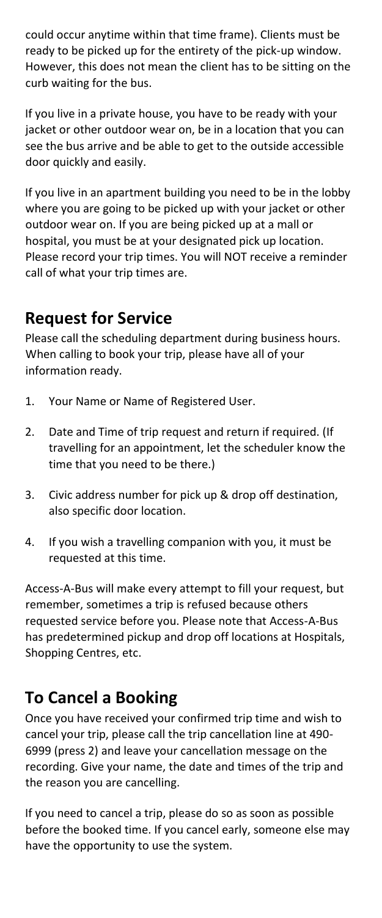could occur anytime within that time frame). Clients must be ready to be picked up for the entirety of the pick-up window. However, this does not mean the client has to be sitting on the curb waiting for the bus.

If you live in a private house, you have to be ready with your jacket or other outdoor wear on, be in a location that you can see the bus arrive and be able to get to the outside accessible door quickly and easily.

If you live in an apartment building you need to be in the lobby where you are going to be picked up with your jacket or other outdoor wear on. If you are being picked up at a mall or hospital, you must be at your designated pick up location. Please record your trip times. You will NOT receive a reminder call of what your trip times are.

## Request for Service

Please call the scheduling department during business hours. When calling to book your trip, please have all of your information ready.

1. Your Name or Name of Registered User.
2. Date and Time of trip request and return if required. (If travelling for an appointment, let the scheduler know the time that you need to be there.)
3. Civic address number for pick up & drop off destination, also specific door location.
4. If you wish a travelling companion with you, it must be requested at this time.

Access-A-Bus will make every attempt to fill your request, but remember, sometimes a trip is refused because others requested service before you. Please note that Access-A-Bus has predetermined pickup and drop off locations at Hospitals, Shopping Centres, etc.

## To Cancel a Booking

Once you have received your confirmed trip time and wish to cancel your trip, please call the trip cancellation line at 490-6999 (press 2) and leave your cancellation message on the recording. Give your name, the date and times of the trip and the reason you are cancelling.

If you need to cancel a trip, please do so as soon as possible before the booked time. If you cancel early, someone else may have the opportunity to use the system.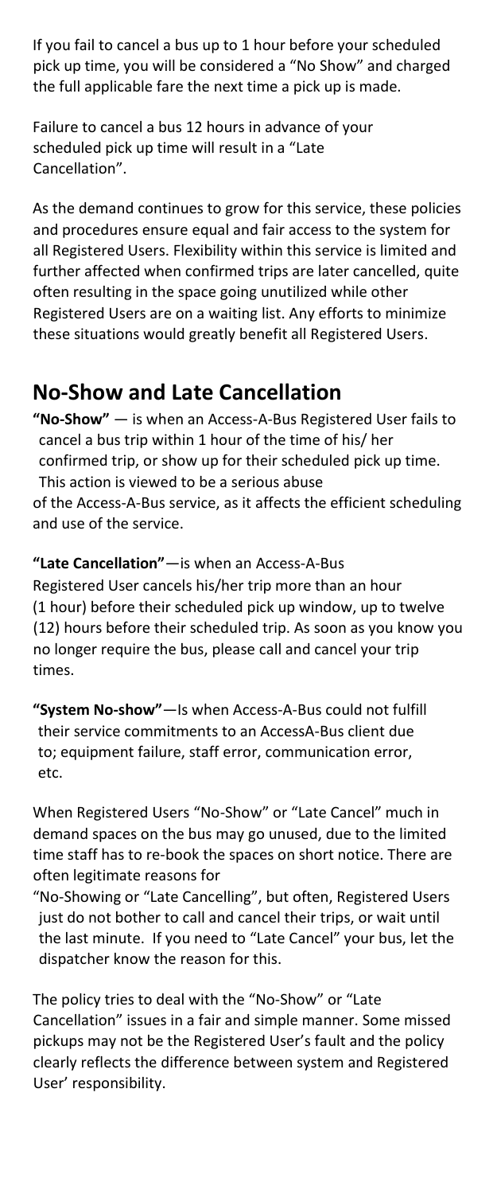If you fail to cancel a bus up to 1 hour before your scheduled pick up time, you will be considered a "No Show" and charged the full applicable fare the next time a pick up is made.

Failure to cancel a bus 12 hours in advance of your scheduled pick up time will result in a "Late Cancellation".

As the demand continues to grow for this service, these policies and procedures ensure equal and fair access to the system for all Registered Users. Flexibility within this service is limited and further affected when confirmed trips are later cancelled, quite often resulting in the space going unutilized while other Registered Users are on a waiting list. Any efforts to minimize these situations would greatly benefit all Registered Users.

## No-Show and Late Cancellation

**"No-Show"** — is when an Access-A-Bus Registered User fails to cancel a bus trip within 1 hour of the time of his/ her confirmed trip, or show up for their scheduled pick up time. This action is viewed to be a serious abuse of the Access-A-Bus service, as it affects the efficient scheduling and use of the service.

**"Late Cancellation"**—is when an Access-A-Bus Registered User cancels his/her trip more than an hour (1 hour) before their scheduled pick up window, up to twelve (12) hours before their scheduled trip. As soon as you know you no longer require the bus, please call and cancel your trip times.

**"System No-show"**—Is when Access-A-Bus could not fulfill their service commitments to an AccessA-Bus client due to; equipment failure, staff error, communication error, etc.

When Registered Users "No-Show" or "Late Cancel" much in demand spaces on the bus may go unused, due to the limited time staff has to re-book the spaces on short notice. There are often legitimate reasons for "No-Showing or "Late Cancelling", but often, Registered Users just do not bother to call and cancel their trips, or wait until the last minute. If you need to "Late Cancel" your bus, let the dispatcher know the reason for this.

The policy tries to deal with the "No-Show" or "Late Cancellation" issues in a fair and simple manner. Some missed pickups may not be the Registered User's fault and the policy clearly reflects the difference between system and Registered User' responsibility.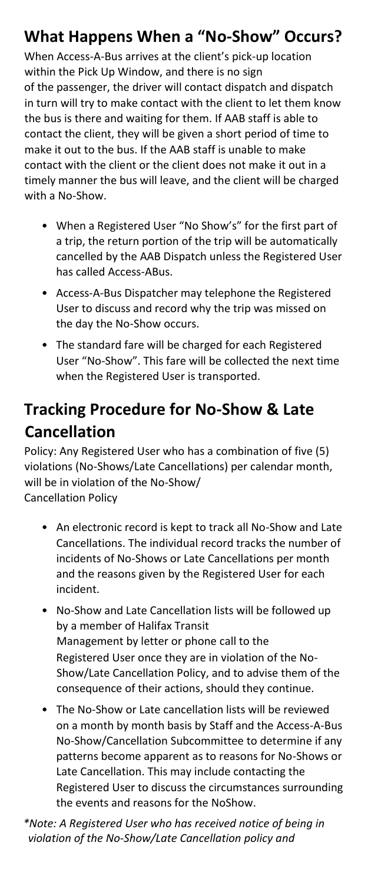## What Happens When a "No-Show" Occurs?

When Access-A-Bus arrives at the client's pick-up location within the Pick Up Window, and there is no sign of the passenger, the driver will contact dispatch and dispatch in turn will try to make contact with the client to let them know the bus is there and waiting for them. If AAB staff is able to contact the client, they will be given a short period of time to make it out to the bus. If the AAB staff is unable to make contact with the client or the client does not make it out in a timely manner the bus will leave, and the client will be charged with a No-Show.

- When a Registered User "No Show's" for the first part of a trip, the return portion of the trip will be automatically cancelled by the AAB Dispatch unless the Registered User has called Access-ABus.
- Access-A-Bus Dispatcher may telephone the Registered User to discuss and record why the trip was missed on the day the No-Show occurs.
- The standard fare will be charged for each Registered User "No-Show". This fare will be collected the next time when the Registered User is transported.

## Tracking Procedure for No-Show & Late Cancellation

Policy: Any Registered User who has a combination of five (5) violations (No-Shows/Late Cancellations) per calendar month, will be in violation of the No-Show/ Cancellation Policy

- An electronic record is kept to track all No-Show and Late Cancellations. The individual record tracks the number of incidents of No-Shows or Late Cancellations per month and the reasons given by the Registered User for each incident.
- No-Show and Late Cancellation lists will be followed up by a member of Halifax Transit Management by letter or phone call to the Registered User once they are in violation of the No-Show/Late Cancellation Policy, and to advise them of the consequence of their actions, should they continue.
- The No-Show or Late cancellation lists will be reviewed on a month by month basis by Staff and the Access-A-Bus No-Show/Cancellation Subcommittee to determine if any patterns become apparent as to reasons for No-Shows or Late Cancellation. This may include contacting the Registered User to discuss the circumstances surrounding the events and reasons for the NoShow.

**Note: A Registered User who has received notice of being in violation of the No-Show/Late Cancellation policy and*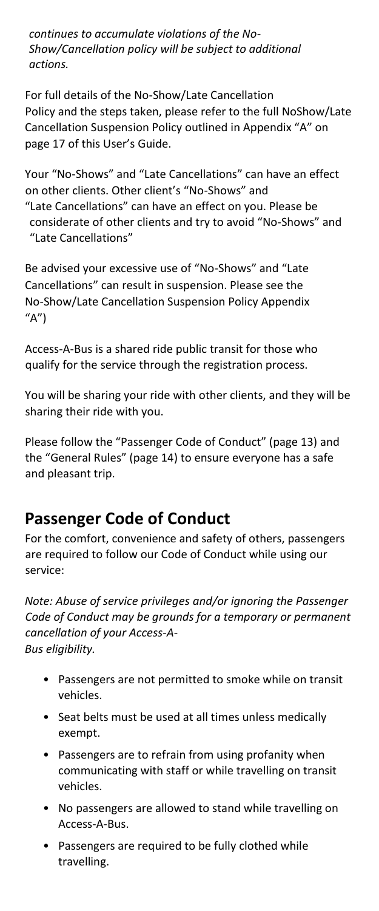*continues to accumulate violations of the No-Show/Cancellation policy will be subject to additional actions.*

For full details of the No-Show/Late Cancellation Policy and the steps taken, please refer to the full NoShow/Late Cancellation Suspension Policy outlined in Appendix "A" on page 17 of this User's Guide.

Your "No-Shows" and "Late Cancellations" can have an effect on other clients. Other client's "No-Shows" and "Late Cancellations" can have an effect on you. Please be considerate of other clients and try to avoid "No-Shows" and "Late Cancellations"

Be advised your excessive use of "No-Shows" and "Late Cancellations" can result in suspension. Please see the No-Show/Late Cancellation Suspension Policy Appendix "A")

Access-A-Bus is a shared ride public transit for those who qualify for the service through the registration process.

You will be sharing your ride with other clients, and they will be sharing their ride with you.

Please follow the "Passenger Code of Conduct" (page 13) and the "General Rules" (page 14) to ensure everyone has a safe and pleasant trip.

## Passenger Code of Conduct

For the comfort, convenience and safety of others, passengers are required to follow our Code of Conduct while using our service:

*Note: Abuse of service privileges and/or ignoring the Passenger Code of Conduct may be grounds for a temporary or permanent cancellation of your Access-A-Bus eligibility.*

- Passengers are not permitted to smoke while on transit vehicles.
- Seat belts must be used at all times unless medically exempt.
- Passengers are to refrain from using profanity when communicating with staff or while travelling on transit vehicles.
- No passengers are allowed to stand while travelling on Access-A-Bus.
- Passengers are required to be fully clothed while travelling.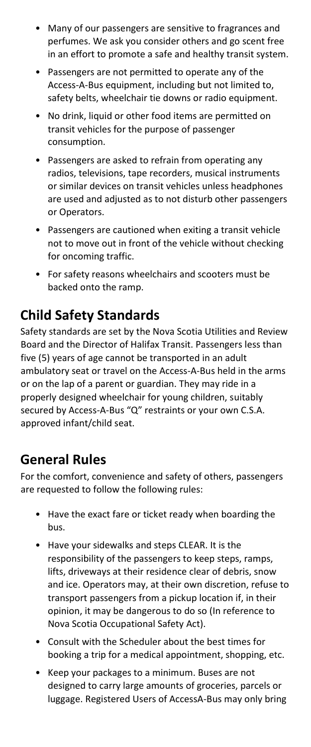- Many of our passengers are sensitive to fragrances and perfumes. We ask you consider others and go scent free in an effort to promote a safe and healthy transit system.
- Passengers are not permitted to operate any of the Access-A-Bus equipment, including but not limited to, safety belts, wheelchair tie downs or radio equipment.
- No drink, liquid or other food items are permitted on transit vehicles for the purpose of passenger consumption.
- Passengers are asked to refrain from operating any radios, televisions, tape recorders, musical instruments or similar devices on transit vehicles unless headphones are used and adjusted as to not disturb other passengers or Operators.
- Passengers are cautioned when exiting a transit vehicle not to move out in front of the vehicle without checking for oncoming traffic.
- For safety reasons wheelchairs and scooters must be backed onto the ramp.

## Child Safety Standards

Safety standards are set by the Nova Scotia Utilities and Review Board and the Director of Halifax Transit. Passengers less than five (5) years of age cannot be transported in an adult ambulatory seat or travel on the Access-A-Bus held in the arms or on the lap of a parent or guardian. They may ride in a properly designed wheelchair for young children, suitably secured by Access-A-Bus "Q" restraints or your own C.S.A. approved infant/child seat.

## General Rules

For the comfort, convenience and safety of others, passengers are requested to follow the following rules:

- Have the exact fare or ticket ready when boarding the bus.
- Have your sidewalks and steps CLEAR. It is the responsibility of the passengers to keep steps, ramps, lifts, driveways at their residence clear of debris, snow and ice. Operators may, at their own discretion, refuse to transport passengers from a pickup location if, in their opinion, it may be dangerous to do so (In reference to Nova Scotia Occupational Safety Act).
- Consult with the Scheduler about the best times for booking a trip for a medical appointment, shopping, etc.
- Keep your packages to a minimum. Buses are not designed to carry large amounts of groceries, parcels or luggage. Registered Users of AccessA-Bus may only bring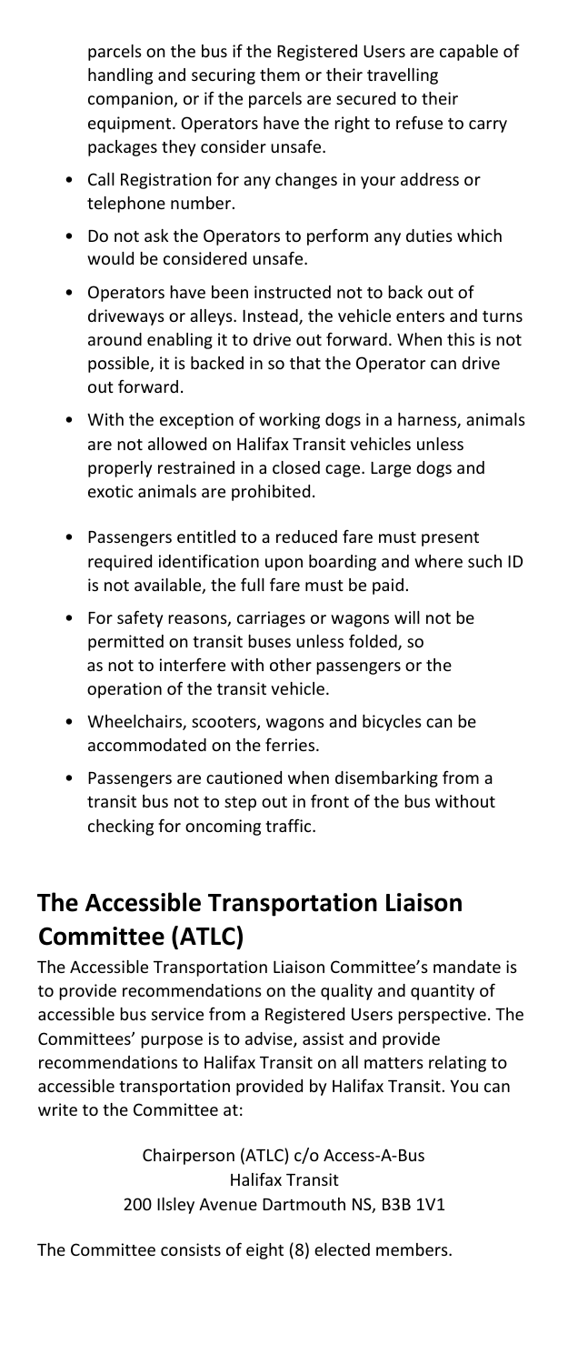parcels on the bus if the Registered Users are capable of handling and securing them or their travelling companion, or if the parcels are secured to their equipment. Operators have the right to refuse to carry packages they consider unsafe.

- Call Registration for any changes in your address or telephone number.
- Do not ask the Operators to perform any duties which would be considered unsafe.
- Operators have been instructed not to back out of driveways or alleys. Instead, the vehicle enters and turns around enabling it to drive out forward. When this is not possible, it is backed in so that the Operator can drive out forward.
- With the exception of working dogs in a harness, animals are not allowed on Halifax Transit vehicles unless properly restrained in a closed cage. Large dogs and exotic animals are prohibited.
- Passengers entitled to a reduced fare must present required identification upon boarding and where such ID is not available, the full fare must be paid.
- For safety reasons, carriages or wagons will not be permitted on transit buses unless folded, so as not to interfere with other passengers or the operation of the transit vehicle.
- Wheelchairs, scooters, wagons and bicycles can be accommodated on the ferries.
- Passengers are cautioned when disembarking from a transit bus not to step out in front of the bus without checking for oncoming traffic.

## The Accessible Transportation Liaison Committee (ATLC)

The Accessible Transportation Liaison Committee's mandate is to provide recommendations on the quality and quantity of accessible bus service from a Registered Users perspective. The Committees' purpose is to advise, assist and provide recommendations to Halifax Transit on all matters relating to accessible transportation provided by Halifax Transit. You can write to the Committee at:

Chairperson (ATLC) c/o Access-A-Bus
Halifax Transit
200 Ilsley Avenue Dartmouth NS, B3B 1V1

The Committee consists of eight (8) elected members.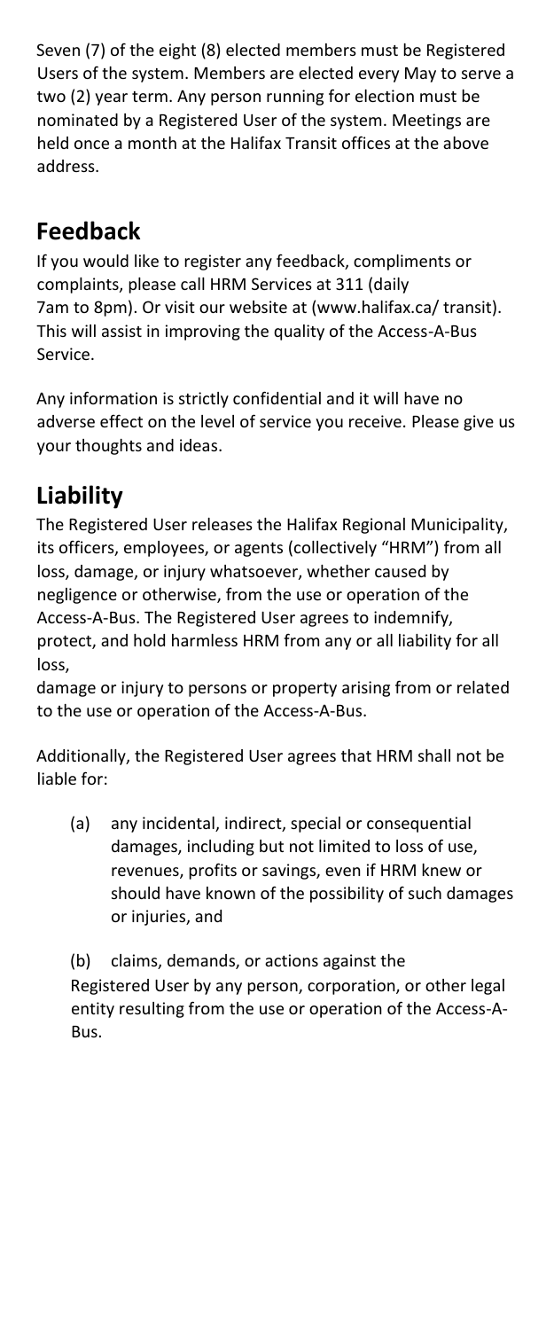Seven (7) of the eight (8) elected members must be Registered Users of the system. Members are elected every May to serve a two (2) year term. Any person running for election must be nominated by a Registered User of the system. Meetings are held once a month at the Halifax Transit offices at the above address.

## Feedback

If you would like to register any feedback, compliments or complaints, please call HRM Services at 311 (daily 7am to 8pm). Or visit our website at (www.halifax.ca/ transit). This will assist in improving the quality of the Access-A-Bus Service.

Any information is strictly confidential and it will have no adverse effect on the level of service you receive. Please give us your thoughts and ideas.

## Liability

The Registered User releases the Halifax Regional Municipality, its officers, employees, or agents (collectively "HRM") from all loss, damage, or injury whatsoever, whether caused by negligence or otherwise, from the use or operation of the Access-A-Bus. The Registered User agrees to indemnify, protect, and hold harmless HRM from any or all liability for all loss, damage or injury to persons or property arising from or related to the use or operation of the Access-A-Bus.

Additionally, the Registered User agrees that HRM shall not be liable for:

(a) any incidental, indirect, special or consequential damages, including but not limited to loss of use, revenues, profits or savings, even if HRM knew or should have known of the possibility of such damages or injuries, and

(b) claims, demands, or actions against the Registered User by any person, corporation, or other legal entity resulting from the use or operation of the Access-A-Bus.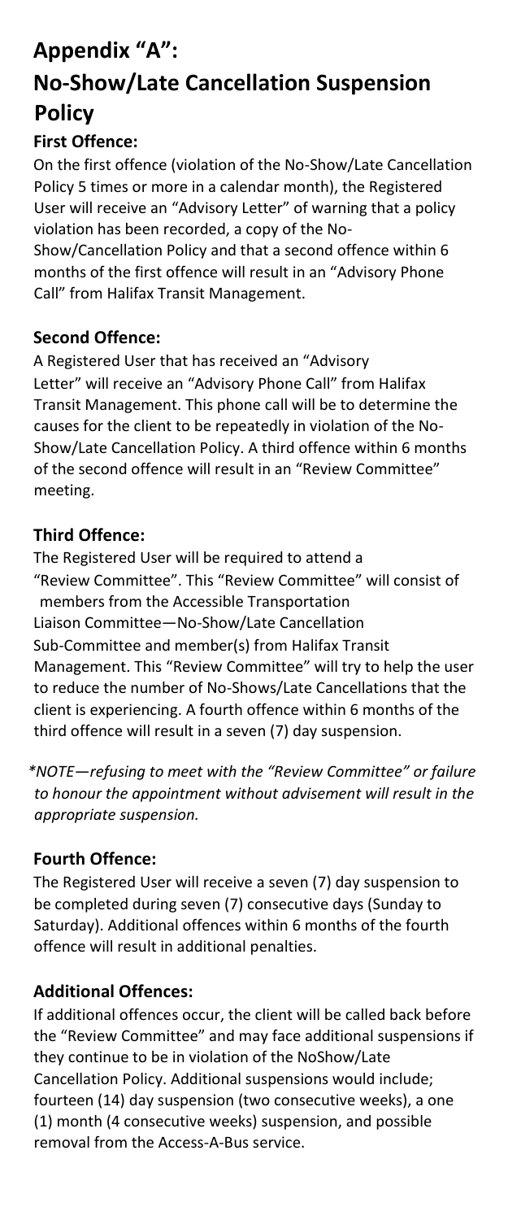# Appendix "A":
# No-Show/Late Cancellation Suspension Policy

### First Offence:

On the first offence (violation of the No-Show/Late Cancellation Policy 5 times or more in a calendar month), the Registered User will receive an "Advisory Letter" of warning that a policy violation has been recorded, a copy of the No-Show/Cancellation Policy and that a second offence within 6 months of the first offence will result in an "Advisory Phone Call" from Halifax Transit Management.

### Second Offence:

A Registered User that has received an "Advisory Letter" will receive an "Advisory Phone Call" from Halifax Transit Management. This phone call will be to determine the causes for the client to be repeatedly in violation of the No-Show/Late Cancellation Policy. A third offence within 6 months of the second offence will result in an "Review Committee" meeting.

### Third Offence:

The Registered User will be required to attend a "Review Committee". This "Review Committee" will consist of members from the Accessible Transportation Liaison Committee—No-Show/Late Cancellation Sub-Committee and member(s) from Halifax Transit Management. This "Review Committee" will try to help the user to reduce the number of No-Shows/Late Cancellations that the client is experiencing. A fourth offence within 6 months of the third offence will result in a seven (7) day suspension.

*\*NOTE—refusing to meet with the "Review Committee" or failure to honour the appointment without advisement will result in the appropriate suspension.*

### Fourth Offence:

The Registered User will receive a seven (7) day suspension to be completed during seven (7) consecutive days (Sunday to Saturday). Additional offences within 6 months of the fourth offence will result in additional penalties.

### Additional Offences:

If additional offences occur, the client will be called back before the "Review Committee" and may face additional suspensions if they continue to be in violation of the NoShow/Late Cancellation Policy. Additional suspensions would include; fourteen (14) day suspension (two consecutive weeks), a one (1) month (4 consecutive weeks) suspension, and possible removal from the Access-A-Bus service.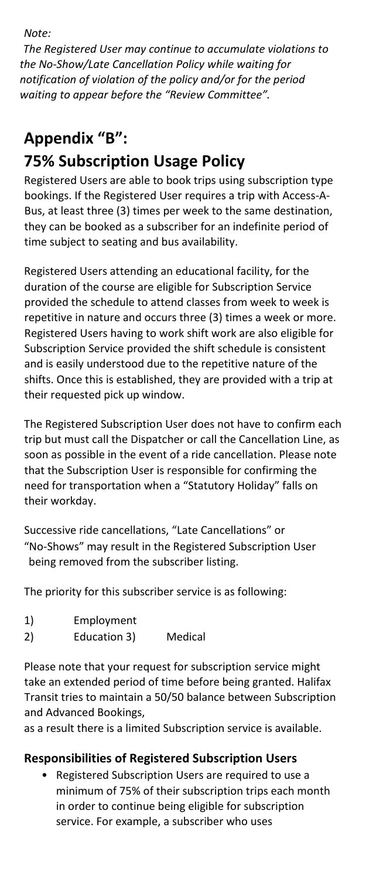*Note:*

*The Registered User may continue to accumulate violations to the No-Show/Late Cancellation Policy while waiting for notification of violation of the policy and/or for the period waiting to appear before the "Review Committee".*

## Appendix "B":
## 75% Subscription Usage Policy

Registered Users are able to book trips using subscription type bookings. If the Registered User requires a trip with Access-A-Bus, at least three (3) times per week to the same destination, they can be booked as a subscriber for an indefinite period of time subject to seating and bus availability.

Registered Users attending an educational facility, for the duration of the course are eligible for Subscription Service provided the schedule to attend classes from week to week is repetitive in nature and occurs three (3) times a week or more. Registered Users having to work shift work are also eligible for Subscription Service provided the shift schedule is consistent and is easily understood due to the repetitive nature of the shifts. Once this is established, they are provided with a trip at their requested pick up window.

The Registered Subscription User does not have to confirm each trip but must call the Dispatcher or call the Cancellation Line, as soon as possible in the event of a ride cancellation. Please note that the Subscription User is responsible for confirming the need for transportation when a "Statutory Holiday" falls on their workday.

Successive ride cancellations, "Late Cancellations" or "No-Shows" may result in the Registered Subscription User being removed from the subscriber listing.

The priority for this subscriber service is as following:

1) Employment
2) Education 3) Medical

Please note that your request for subscription service might take an extended period of time before being granted. Halifax Transit tries to maintain a 50/50 balance between Subscription and Advanced Bookings,
as a result there is a limited Subscription service is available.

### Responsibilities of Registered Subscription Users

- Registered Subscription Users are required to use a minimum of 75% of their subscription trips each month in order to continue being eligible for subscription service. For example, a subscriber who uses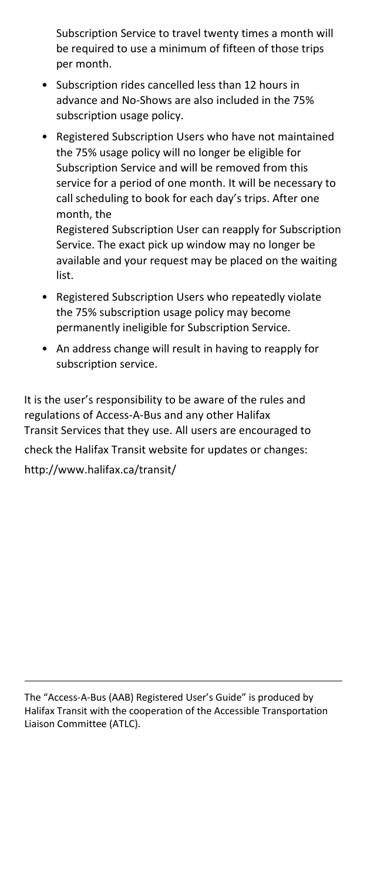Subscription Service to travel twenty times a month will be required to use a minimum of fifteen of those trips per month.

- Subscription rides cancelled less than 12 hours in advance and No-Shows are also included in the 75% subscription usage policy.
- Registered Subscription Users who have not maintained the 75% usage policy will no longer be eligible for Subscription Service and will be removed from this service for a period of one month. It will be necessary to call scheduling to book for each day's trips. After one month, the Registered Subscription User can reapply for Subscription Service. The exact pick up window may no longer be available and your request may be placed on the waiting list.
- Registered Subscription Users who repeatedly violate the 75% subscription usage policy may become permanently ineligible for Subscription Service.
- An address change will result in having to reapply for subscription service.

It is the user's responsibility to be aware of the rules and regulations of Access-A-Bus and any other Halifax Transit Services that they use. All users are encouraged to check the Halifax Transit website for updates or changes: http://www.halifax.ca/transit/

---

The "Access-A-Bus (AAB) Registered User's Guide" is produced by Halifax Transit with the cooperation of the Accessible Transportation Liaison Committee (ATLC).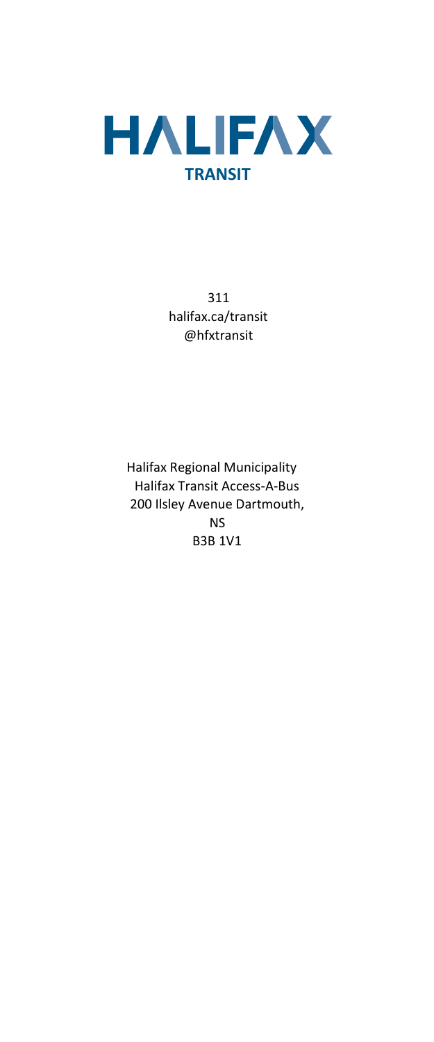# HALIFAX

**TRANSIT**

311
halifax.ca/transit
@hfxtransit

Halifax Regional Municipality
Halifax Transit Access-A-Bus
200 Ilsley Avenue Dartmouth,
NS
B3B 1V1